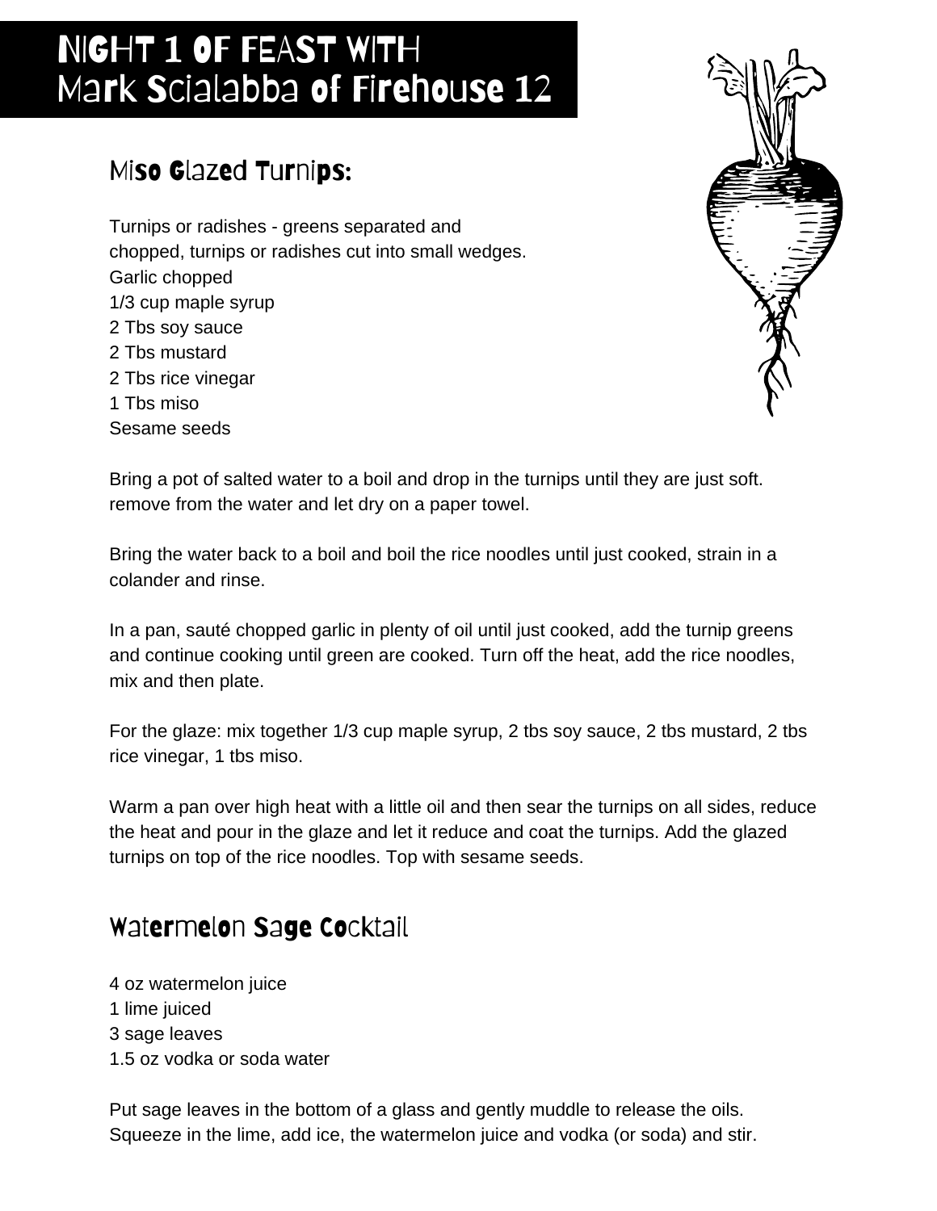# Night 1 of Feast with Mark Scialabba of Firehouse 12

## Miso Glazed Turnips:

Turnips or radishes - greens separated and chopped, turnips or radishes cut into small wedges.
Garlic chopped
1/3 cup maple syrup
2 Tbs soy sauce
2 Tbs mustard
2 Tbs rice vinegar
1 Tbs miso
Sesame seeds

Bring a pot of salted water to a boil and drop in the turnips until they are just soft. remove from the water and let dry on a paper towel.

Bring the water back to a boil and boil the rice noodles until just cooked, strain in a colander and rinse.

In a pan, sauté chopped garlic in plenty of oil until just cooked, add the turnip greens and continue cooking until green are cooked. Turn off the heat, add the rice noodles, mix and then plate.

For the glaze: mix together 1/3 cup maple syrup, 2 tbs soy sauce, 2 tbs mustard, 2 tbs rice vinegar, 1 tbs miso.

Warm a pan over high heat with a little oil and then sear the turnips on all sides, reduce the heat and pour in the glaze and let it reduce and coat the turnips. Add the glazed turnips on top of the rice noodles. Top with sesame seeds.

## Watermelon Sage Cocktail

4 oz watermelon juice
1 lime juiced
3 sage leaves
1.5 oz vodka or soda water

Put sage leaves in the bottom of a glass and gently muddle to release the oils. Squeeze in the lime, add ice, the watermelon juice and vodka (or soda) and stir.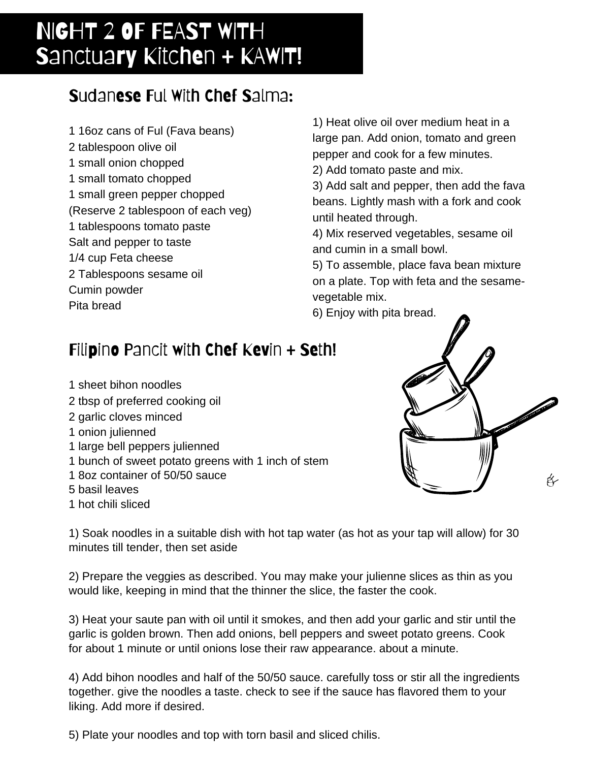# Night 2 of Feast with Sanctuary Kitchen + KAWIT!

## Sudanese Ful with Chef Salma:

1 16oz cans of Ful (Fava beans)
2 tablespoon olive oil
1 small onion chopped
1 small tomato chopped
1 small green pepper chopped
(Reserve 2 tablespoon of each veg)
1 tablespoons tomato paste
Salt and pepper to taste
1/4 cup Feta cheese
2 Tablespoons sesame oil
Cumin powder
Pita bread

1) Heat olive oil over medium heat in a large pan. Add onion, tomato and green pepper and cook for a few minutes.
2) Add tomato paste and mix.
3) Add salt and pepper, then add the fava beans. Lightly mash with a fork and cook until heated through.
4) Mix reserved vegetables, sesame oil and cumin in a small bowl.
5) To assemble, place fava bean mixture on a plate. Top with feta and the sesame-vegetable mix.
6) Enjoy with pita bread.

## Filipino Pancit with Chef Kevin + Seth!

1 sheet bihon noodles
2 tbsp of preferred cooking oil
2 garlic cloves minced
1 onion julienned
1 large bell peppers julienned
1 bunch of sweet potato greens with 1 inch of stem
1 8oz container of 50/50 sauce
5 basil leaves
1 hot chili sliced

1) Soak noodles in a suitable dish with hot tap water (as hot as your tap will allow) for 30 minutes till tender, then set aside

2) Prepare the veggies as described. You may make your julienne slices as thin as you would like, keeping in mind that the thinner the slice, the faster the cook.

3) Heat your saute pan with oil until it smokes, and then add your garlic and stir until the garlic is golden brown. Then add onions, bell peppers and sweet potato greens. Cook for about 1 minute or until onions lose their raw appearance. about a minute.

4) Add bihon noodles and half of the 50/50 sauce. carefully toss or stir all the ingredients together. give the noodles a taste. check to see if the sauce has flavored them to your liking. Add more if desired.

5) Plate your noodles and top with torn basil and sliced chilis.